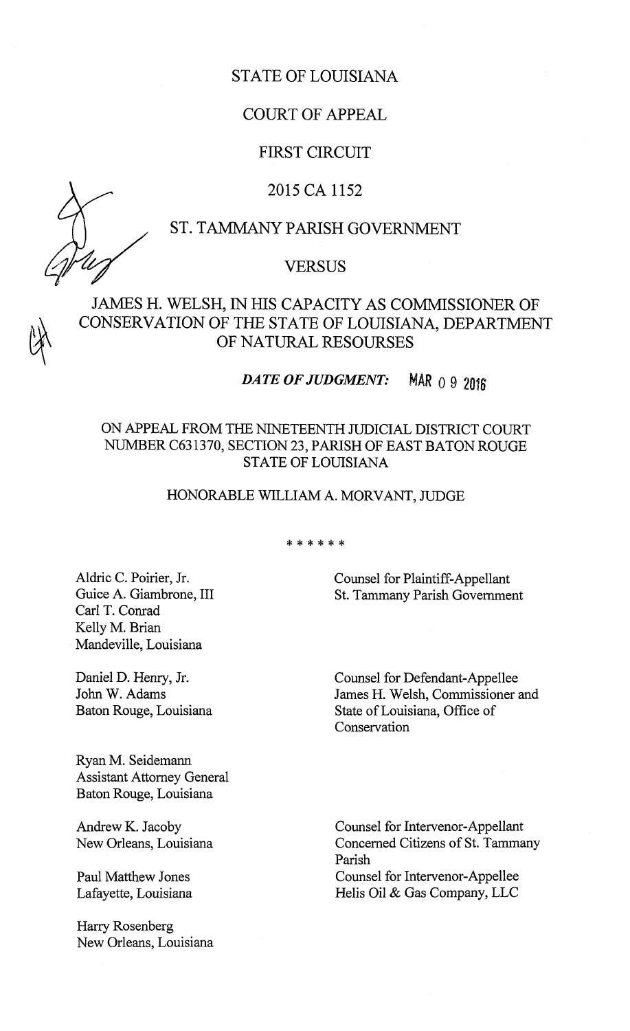STATE OF LOUISIANA

COURT OF APPEAL

FIRST CIRCUIT

2015 CA 1152

ST. TAMMANY PARISH GOVERNMENT

VERSUS

JAMES H. WELSH, IN HIS CAPACITY AS COMMISSIONER OF CONSERVATION OF THE STATE OF LOUISIANA, DEPARTMENT OF NATURAL RESOURSES

***DATE OF JUDGMENT:*** MAR 09 2016

ON APPEAL FROM THE NINETEENTH JUDICIAL DISTRICT COURT NUMBER C631370, SECTION 23, PARISH OF EAST BATON ROUGE STATE OF LOUISIANA

HONORABLE WILLIAM A. MORVANT, JUDGE

\* \* \* \* \* \*

| | |
|---|---|
| Aldric C. Poirier, Jr.<br>Guice A. Giambrone, III<br>Carl T. Conrad<br>Kelly M. Brian<br>Mandeville, Louisiana | Counsel for Plaintiff-Appellant<br>St. Tammany Parish Government |
| Daniel D. Henry, Jr.<br>John W. Adams<br>Baton Rouge, Louisiana | Counsel for Defendant-Appellee<br>James H. Welsh, Commissioner and<br>State of Louisiana, Office of<br>Conservation |
| Ryan M. Seidemann<br>Assistant Attorney General<br>Baton Rouge, Louisiana | |
| Andrew K. Jacoby<br>New Orleans, Louisiana | Counsel for Intervenor-Appellant<br>Concerned Citizens of St. Tammany<br>Parish |
| Paul Matthew Jones<br>Lafayette, Louisiana | Counsel for Intervenor-Appellee<br>Helis Oil & Gas Company, LLC |
| Harry Rosenberg<br>New Orleans, Louisiana | |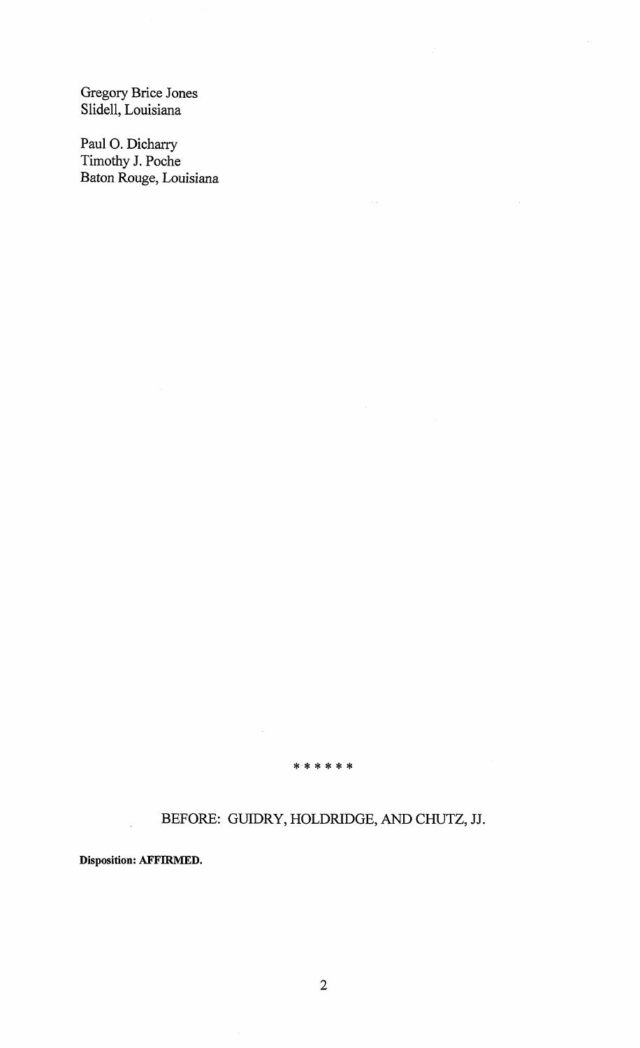Gregory Brice Jones
Slidell, Louisiana

Paul O. Dicharry
Timothy J. Poche
Baton Rouge, Louisiana

* * * * * *

BEFORE: GUIDRY, HOLDRIDGE, AND CHUTZ, JJ.

**Disposition: AFFIRMED.**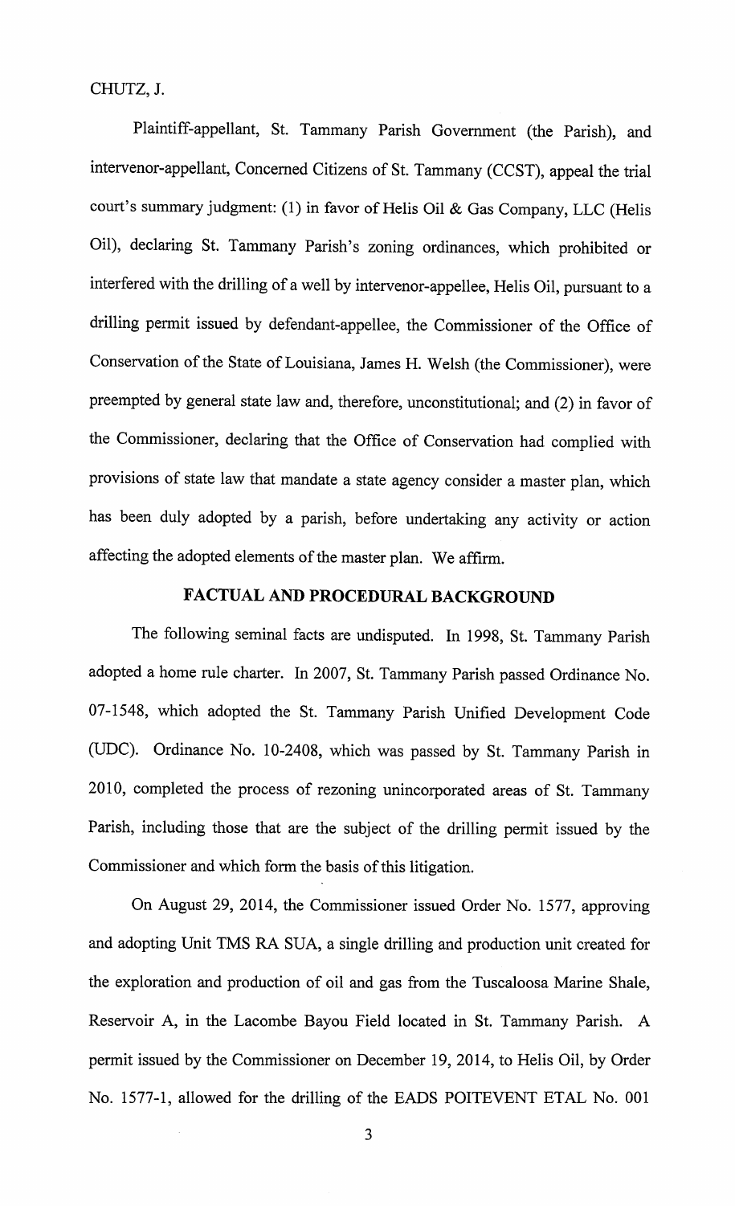CHUTZ, J.

Plaintiff-appellant, St. Tammany Parish Government (the Parish), and intervenor-appellant, Concerned Citizens of St. Tammany (CCST), appeal the trial court's summary judgment: (1) in favor of Helis Oil & Gas Company, LLC (Helis Oil), declaring St. Tammany Parish's zoning ordinances, which prohibited or interfered with the drilling of a well by intervenor-appellee, Helis Oil, pursuant to a drilling permit issued by defendant-appellee, the Commissioner of the Office of Conservation of the State of Louisiana, James H. Welsh (the Commissioner), were preempted by general state law and, therefore, unconstitutional; and (2) in favor of the Commissioner, declaring that the Office of Conservation had complied with provisions of state law that mandate a state agency consider a master plan, which has been duly adopted by a parish, before undertaking any activity or action affecting the adopted elements of the master plan. We affirm.

## FACTUAL AND PROCEDURAL BACKGROUND

The following seminal facts are undisputed. In 1998, St. Tammany Parish adopted a home rule charter. In 2007, St. Tammany Parish passed Ordinance No. 07-1548, which adopted the St. Tammany Parish Unified Development Code (UDC). Ordinance No. 10-2408, which was passed by St. Tammany Parish in 2010, completed the process of rezoning unincorporated areas of St. Tammany Parish, including those that are the subject of the drilling permit issued by the Commissioner and which form the basis of this litigation.

On August 29, 2014, the Commissioner issued Order No. 1577, approving and adopting Unit TMS RA SUA, a single drilling and production unit created for the exploration and production of oil and gas from the Tuscaloosa Marine Shale, Reservoir A, in the Lacombe Bayou Field located in St. Tammany Parish. A permit issued by the Commissioner on December 19, 2014, to Helis Oil, by Order No. 1577-1, allowed for the drilling of the EADS POITEVENT ETAL No. 001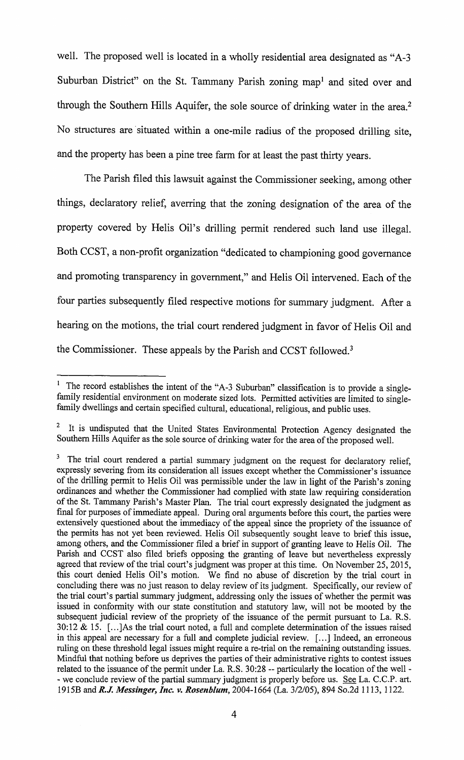well. The proposed well is located in a wholly residential area designated as "A-3 Suburban District" on the St. Tammany Parish zoning map[1] and sited over and through the Southern Hills Aquifer, the sole source of drinking water in the area.[2] No structures are situated within a one-mile radius of the proposed drilling site, and the property has been a pine tree farm for at least the past thirty years.

The Parish filed this lawsuit against the Commissioner seeking, among other things, declaratory relief, averring that the zoning designation of the area of the property covered by Helis Oil's drilling permit rendered such land use illegal. Both CCST, a non-profit organization "dedicated to championing good governance and promoting transparency in government," and Helis Oil intervened. Each of the four parties subsequently filed respective motions for summary judgment. After a hearing on the motions, the trial court rendered judgment in favor of Helis Oil and the Commissioner. These appeals by the Parish and CCST followed.[3]

---

[1] The record establishes the intent of the "A-3 Suburban" classification is to provide a single-family residential environment on moderate sized lots. Permitted activities are limited to single-family dwellings and certain specified cultural, educational, religious, and public uses.

[2] It is undisputed that the United States Environmental Protection Agency designated the Southern Hills Aquifer as the sole source of drinking water for the area of the proposed well.

[3] The trial court rendered a partial summary judgment on the request for declaratory relief, expressly severing from its consideration all issues except whether the Commissioner's issuance of the drilling permit to Helis Oil was permissible under the law in light of the Parish's zoning ordinances and whether the Commissioner had complied with state law requiring consideration of the St. Tammany Parish's Master Plan. The trial court expressly designated the judgment as final for purposes of immediate appeal. During oral arguments before this court, the parties were extensively questioned about the immediacy of the appeal since the propriety of the issuance of the permits has not yet been reviewed. Helis Oil subsequently sought leave to brief this issue, among others, and the Commissioner filed a brief in support of granting leave to Helis Oil. The Parish and CCST also filed briefs opposing the granting of leave but nevertheless expressly agreed that review of the trial court's judgment was proper at this time. On November 25, 2015, this court denied Helis Oil's motion. We find no abuse of discretion by the trial court in concluding there was no just reason to delay review of its judgment. Specifically, our review of the trial court's partial summary judgment, addressing only the issues of whether the permit was issued in conformity with our state constitution and statutory law, will not be mooted by the subsequent judicial review of the propriety of the issuance of the permit pursuant to La. R.S. 30:12 & 15. […]As the trial court noted, a full and complete determination of the issues raised in this appeal are necessary for a full and complete judicial review. […] Indeed, an erroneous ruling on these threshold legal issues might require a re-trial on the remaining outstanding issues. Mindful that nothing before us deprives the parties of their administrative rights to contest issues related to the issuance of the permit under La. R.S. 30:28 -- particularly the location of the well -- we conclude review of the partial summary judgment is properly before us. See La. C.C.P. art. 1915B and ***R.J. Messinger, Inc. v. Rosenblum***, 2004-1664 (La. 3/2/05), 894 So.2d 1113, 1122.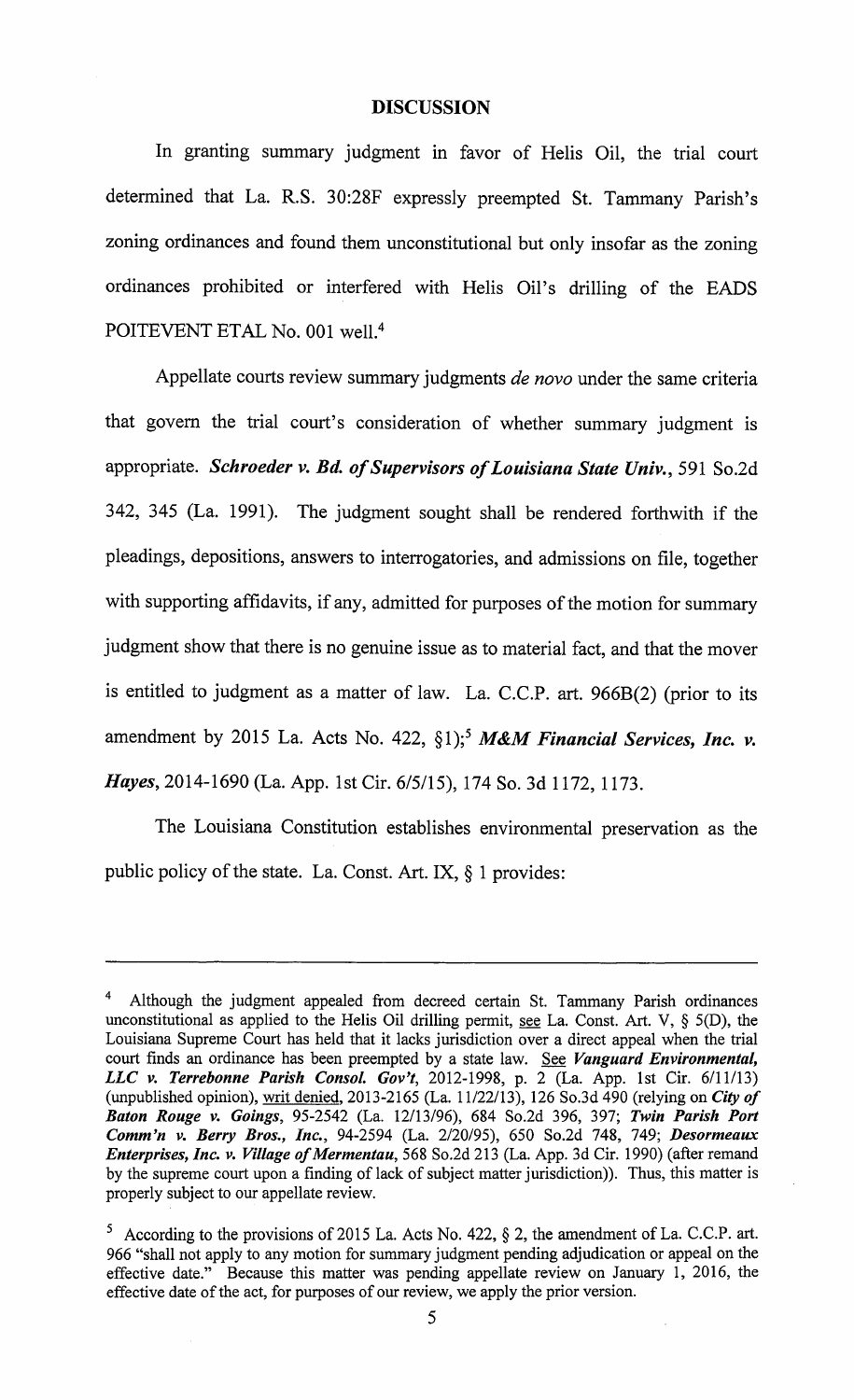## DISCUSSION

In granting summary judgment in favor of Helis Oil, the trial court determined that La. R.S. 30:28F expressly preempted St. Tammany Parish's zoning ordinances and found them unconstitutional but only insofar as the zoning ordinances prohibited or interfered with Helis Oil's drilling of the EADS POITEVENT ETAL No. 001 well.[4]

Appellate courts review summary judgments *de novo* under the same criteria that govern the trial court's consideration of whether summary judgment is appropriate. ***Schroeder v. Bd. of Supervisors of Louisiana State Univ.***, 591 So.2d 342, 345 (La. 1991). The judgment sought shall be rendered forthwith if the pleadings, depositions, answers to interrogatories, and admissions on file, together with supporting affidavits, if any, admitted for purposes of the motion for summary judgment show that there is no genuine issue as to material fact, and that the mover is entitled to judgment as a matter of law. La. C.C.P. art. 966B(2) (prior to its amendment by 2015 La. Acts No. 422, §1);[5] ***M&M Financial Services, Inc. v. Hayes***, 2014-1690 (La. App. 1st Cir. 6/5/15), 174 So. 3d 1172, 1173.

The Louisiana Constitution establishes environmental preservation as the public policy of the state. La. Const. Art. IX, § 1 provides:

---

[4] Although the judgment appealed from decreed certain St. Tammany Parish ordinances unconstitutional as applied to the Helis Oil drilling permit, see La. Const. Art. V, § 5(D), the Louisiana Supreme Court has held that it lacks jurisdiction over a direct appeal when the trial court finds an ordinance has been preempted by a state law. See ***Vanguard Environmental, LLC v. Terrebonne Parish Consol. Gov't***, 2012-1998, p. 2 (La. App. 1st Cir. 6/11/13) (unpublished opinion), writ denied, 2013-2165 (La. 11/22/13), 126 So.3d 490 (relying on ***City of Baton Rouge v. Goings***, 95-2542 (La. 12/13/96), 684 So.2d 396, 397; ***Twin Parish Port Comm'n v. Berry Bros., Inc.***, 94-2594 (La. 2/20/95), 650 So.2d 748, 749; ***Desormeaux Enterprises, Inc. v. Village of Mermentau***, 568 So.2d 213 (La. App. 3d Cir. 1990) (after remand by the supreme court upon a finding of lack of subject matter jurisdiction)). Thus, this matter is properly subject to our appellate review.

[5] According to the provisions of 2015 La. Acts No. 422, § 2, the amendment of La. C.C.P. art. 966 "shall not apply to any motion for summary judgment pending adjudication or appeal on the effective date." Because this matter was pending appellate review on January 1, 2016, the effective date of the act, for purposes of our review, we apply the prior version.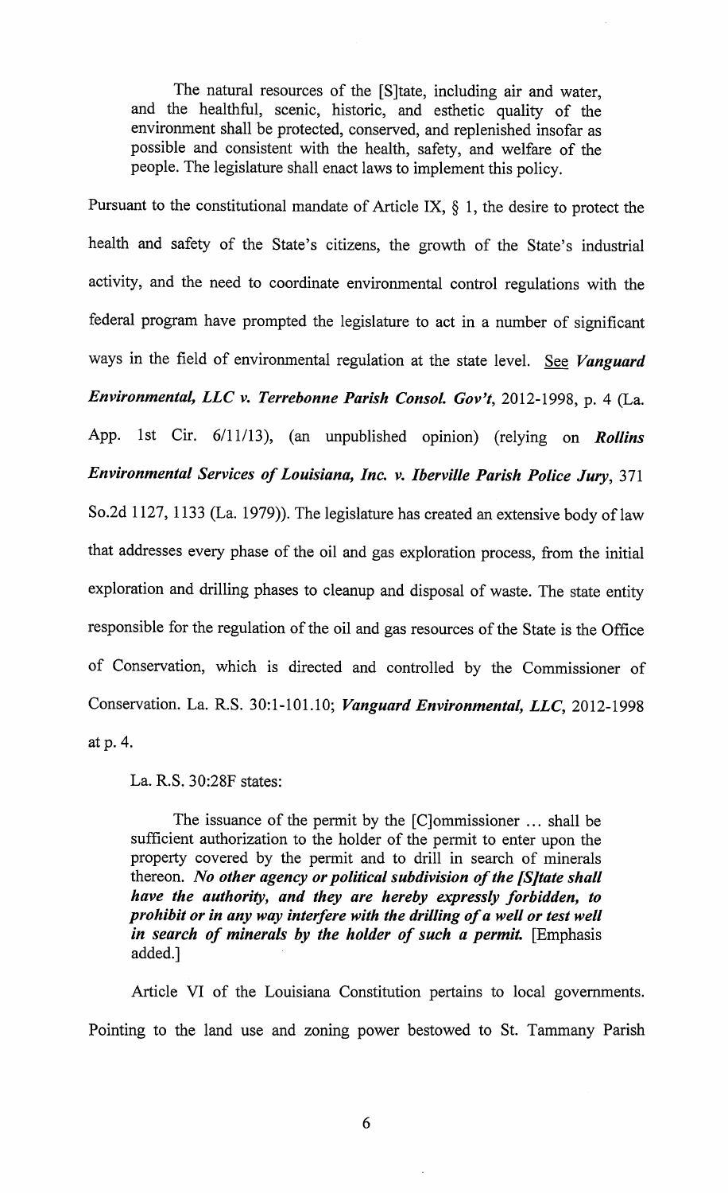> The natural resources of the [S]tate, including air and water, and the healthful, scenic, historic, and esthetic quality of the environment shall be protected, conserved, and replenished insofar as possible and consistent with the health, safety, and welfare of the people. The legislature shall enact laws to implement this policy.

Pursuant to the constitutional mandate of Article IX, § 1, the desire to protect the health and safety of the State's citizens, the growth of the State's industrial activity, and the need to coordinate environmental control regulations with the federal program have prompted the legislature to act in a number of significant ways in the field of environmental regulation at the state level. See ***Vanguard Environmental, LLC v. Terrebonne Parish Consol. Gov't***, 2012-1998, p. 4 (La. App. 1st Cir. 6/11/13), (an unpublished opinion) (relying on ***Rollins Environmental Services of Louisiana, Inc. v. Iberville Parish Police Jury***, 371 So.2d 1127, 1133 (La. 1979)). The legislature has created an extensive body of law that addresses every phase of the oil and gas exploration process, from the initial exploration and drilling phases to cleanup and disposal of waste. The state entity responsible for the regulation of the oil and gas resources of the State is the Office of Conservation, which is directed and controlled by the Commissioner of Conservation. La. R.S. 30:1-101.10; ***Vanguard Environmental, LLC***, 2012-1998 at p. 4.

La. R.S. 30:28F states:

> The issuance of the permit by the [C]ommissioner ... shall be sufficient authorization to the holder of the permit to enter upon the property covered by the permit and to drill in search of minerals thereon. ***No other agency or political subdivision of the [S]tate shall have the authority, and they are hereby expressly forbidden, to prohibit or in any way interfere with the drilling of a well or test well in search of minerals by the holder of such a permit.*** [Emphasis added.]

Article VI of the Louisiana Constitution pertains to local governments. Pointing to the land use and zoning power bestowed to St. Tammany Parish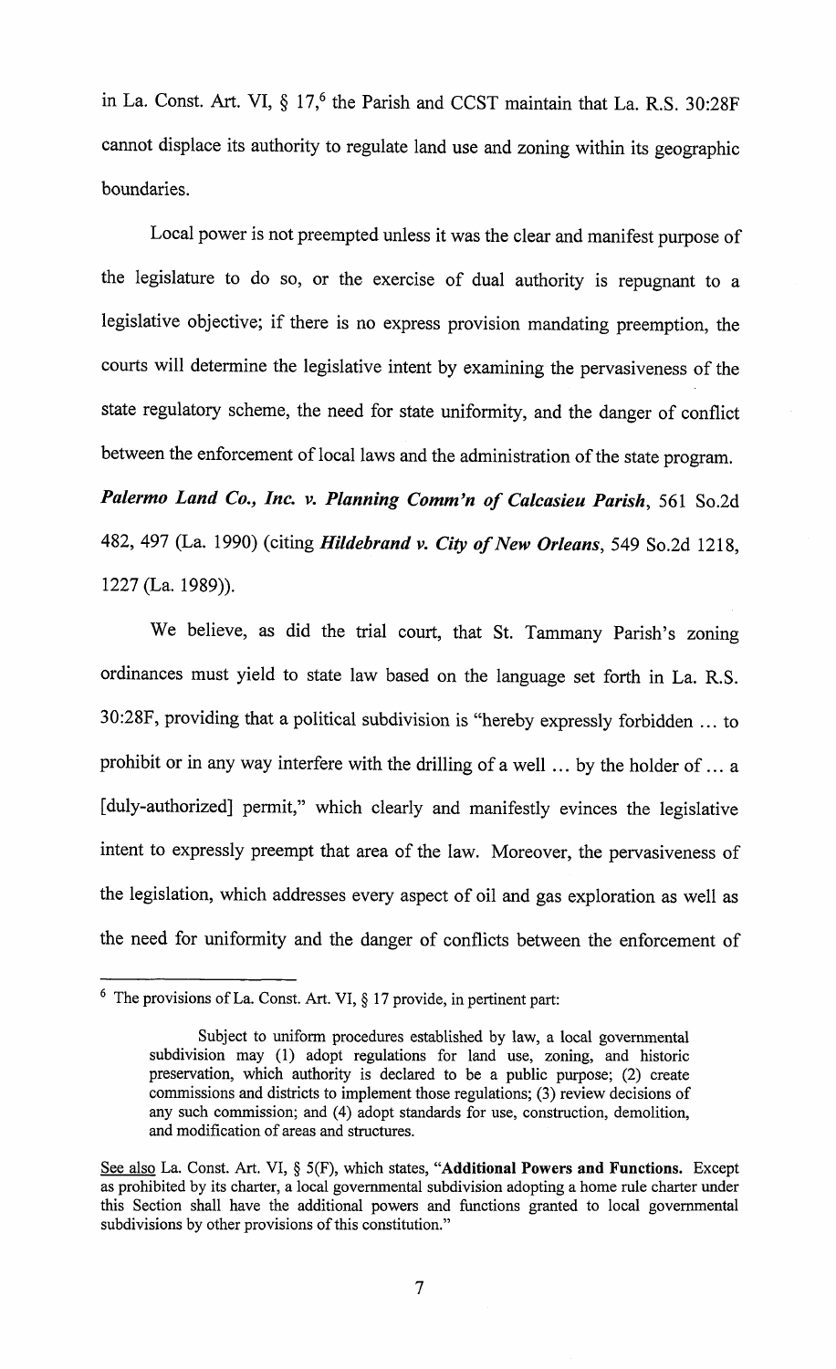in La. Const. Art. VI, § 17,[6] the Parish and CCST maintain that La. R.S. 30:28F cannot displace its authority to regulate land use and zoning within its geographic boundaries.

Local power is not preempted unless it was the clear and manifest purpose of the legislature to do so, or the exercise of dual authority is repugnant to a legislative objective; if there is no express provision mandating preemption, the courts will determine the legislative intent by examining the pervasiveness of the state regulatory scheme, the need for state uniformity, and the danger of conflict between the enforcement of local laws and the administration of the state program. ***Palermo Land Co., Inc. v. Planning Comm'n of Calcasieu Parish***, 561 So.2d 482, 497 (La. 1990) (citing ***Hildebrand v. City of New Orleans***, 549 So.2d 1218, 1227 (La. 1989)).

We believe, as did the trial court, that St. Tammany Parish's zoning ordinances must yield to state law based on the language set forth in La. R.S. 30:28F, providing that a political subdivision is "hereby expressly forbidden ... to prohibit or in any way interfere with the drilling of a well ... by the holder of ... a [duly-authorized] permit," which clearly and manifestly evinces the legislative intent to expressly preempt that area of the law. Moreover, the pervasiveness of the legislation, which addresses every aspect of oil and gas exploration as well as the need for uniformity and the danger of conflicts between the enforcement of

---

[6] The provisions of La. Const. Art. VI, § 17 provide, in pertinent part:

> Subject to uniform procedures established by law, a local governmental subdivision may (1) adopt regulations for land use, zoning, and historic preservation, which authority is declared to be a public purpose; (2) create commissions and districts to implement those regulations; (3) review decisions of any such commission; and (4) adopt standards for use, construction, demolition, and modification of areas and structures.

See also La. Const. Art. VI, § 5(F), which states, "**Additional Powers and Functions.** Except as prohibited by its charter, a local governmental subdivision adopting a home rule charter under this Section shall have the additional powers and functions granted to local governmental subdivisions by other provisions of this constitution."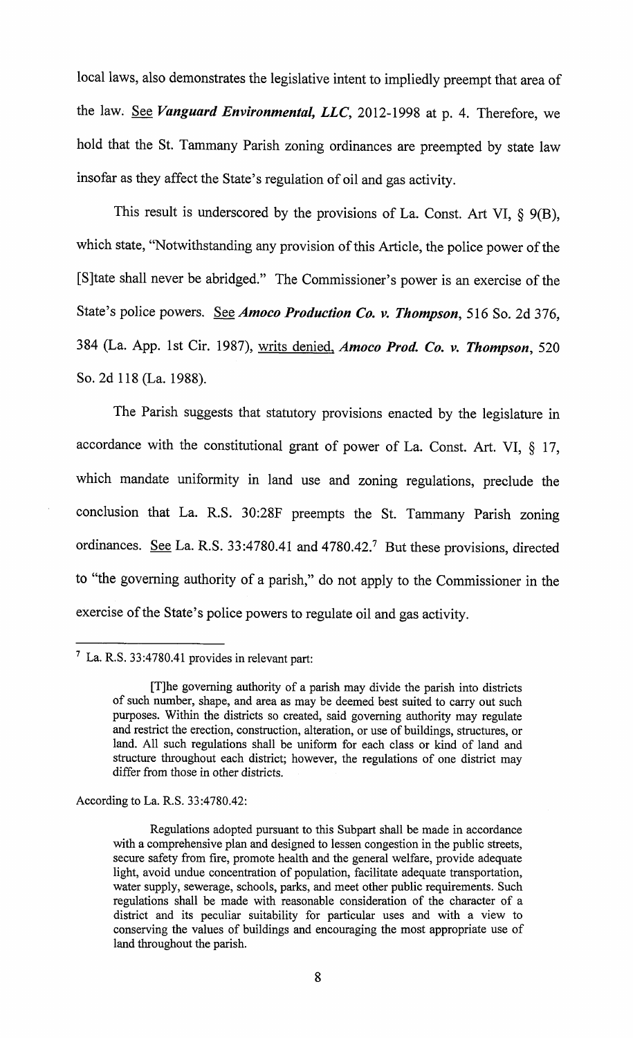local laws, also demonstrates the legislative intent to impliedly preempt that area of the law. See ***Vanguard Environmental, LLC***, 2012-1998 at p. 4. Therefore, we hold that the St. Tammany Parish zoning ordinances are preempted by state law insofar as they affect the State's regulation of oil and gas activity.

This result is underscored by the provisions of La. Const. Art VI, § 9(B), which state, "Notwithstanding any provision of this Article, the police power of the [S]tate shall never be abridged." The Commissioner's power is an exercise of the State's police powers. See ***Amoco Production Co. v. Thompson***, 516 So. 2d 376, 384 (La. App. 1st Cir. 1987), writs denied, ***Amoco Prod. Co. v. Thompson***, 520 So. 2d 118 (La. 1988).

The Parish suggests that statutory provisions enacted by the legislature in accordance with the constitutional grant of power of La. Const. Art. VI, § 17, which mandate uniformity in land use and zoning regulations, preclude the conclusion that La. R.S. 30:28F preempts the St. Tammany Parish zoning ordinances. See La. R.S. 33:4780.41 and 4780.42.[7] But these provisions, directed to "the governing authority of a parish," do not apply to the Commissioner in the exercise of the State's police powers to regulate oil and gas activity.

---

[7] La. R.S. 33:4780.41 provides in relevant part:

> [T]he governing authority of a parish may divide the parish into districts of such number, shape, and area as may be deemed best suited to carry out such purposes. Within the districts so created, said governing authority may regulate and restrict the erection, construction, alteration, or use of buildings, structures, or land. All such regulations shall be uniform for each class or kind of land and structure throughout each district; however, the regulations of one district may differ from those in other districts.

According to La. R.S. 33:4780.42:

> Regulations adopted pursuant to this Subpart shall be made in accordance with a comprehensive plan and designed to lessen congestion in the public streets, secure safety from fire, promote health and the general welfare, provide adequate light, avoid undue concentration of population, facilitate adequate transportation, water supply, sewerage, schools, parks, and meet other public requirements. Such regulations shall be made with reasonable consideration of the character of a district and its peculiar suitability for particular uses and with a view to conserving the values of buildings and encouraging the most appropriate use of land throughout the parish.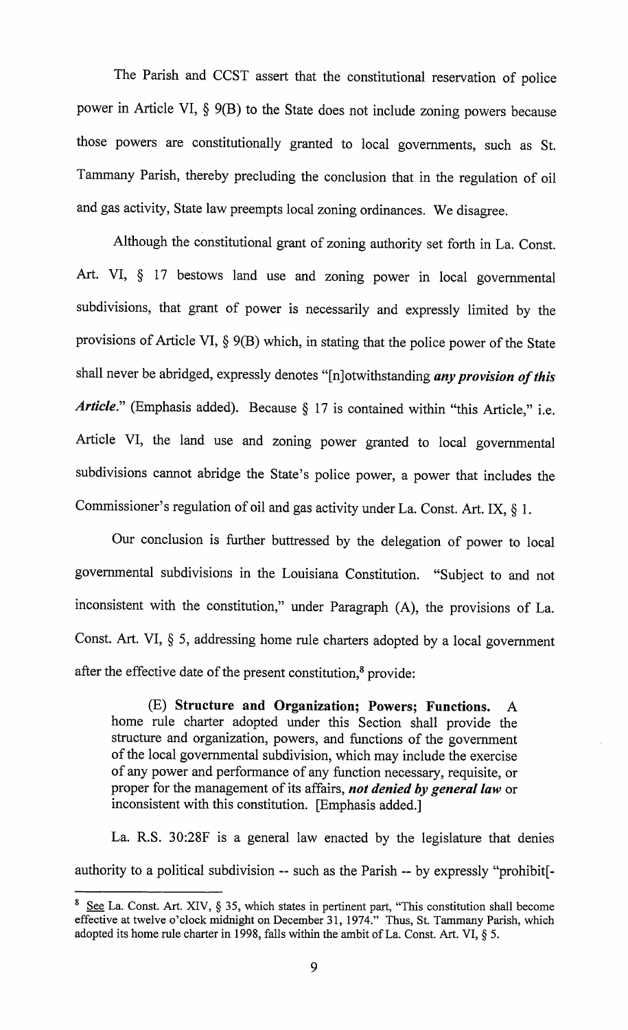The Parish and CCST assert that the constitutional reservation of police power in Article VI, § 9(B) to the State does not include zoning powers because those powers are constitutionally granted to local governments, such as St. Tammany Parish, thereby precluding the conclusion that in the regulation of oil and gas activity, State law preempts local zoning ordinances. We disagree.

Although the constitutional grant of zoning authority set forth in La. Const. Art. VI, § 17 bestows land use and zoning power in local governmental subdivisions, that grant of power is necessarily and expressly limited by the provisions of Article VI, § 9(B) which, in stating that the police power of the State shall never be abridged, expressly denotes "[n]otwithstanding ***any provision of this Article***." (Emphasis added). Because § 17 is contained within "this Article," i.e. Article VI, the land use and zoning power granted to local governmental subdivisions cannot abridge the State's police power, a power that includes the Commissioner's regulation of oil and gas activity under La. Const. Art. IX, § 1.

Our conclusion is further buttressed by the delegation of power to local governmental subdivisions in the Louisiana Constitution. "Subject to and not inconsistent with the constitution," under Paragraph (A), the provisions of La. Const. Art. VI, § 5, addressing home rule charters adopted by a local government after the effective date of the present constitution,[8] provide:

> (E) **Structure and Organization; Powers; Functions.** A home rule charter adopted under this Section shall provide the structure and organization, powers, and functions of the government of the local governmental subdivision, which may include the exercise of any power and performance of any function necessary, requisite, or proper for the management of its affairs, ***not denied by general law*** or inconsistent with this constitution. [Emphasis added.]

La. R.S. 30:28F is a general law enacted by the legislature that denies authority to a political subdivision -- such as the Parish -- by expressly "prohibit[-

---

[8] See La. Const. Art. XIV, § 35, which states in pertinent part, "This constitution shall become effective at twelve o'clock midnight on December 31, 1974." Thus, St. Tammany Parish, which adopted its home rule charter in 1998, falls within the ambit of La. Const. Art. VI, § 5.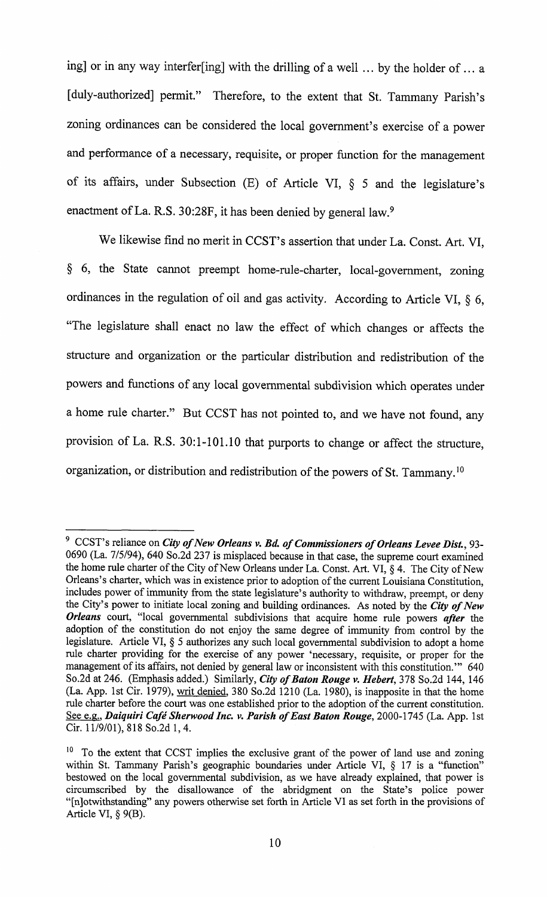ing] or in any way interfer[ing] with the drilling of a well ... by the holder of ... a [duly-authorized] permit." Therefore, to the extent that St. Tammany Parish's zoning ordinances can be considered the local government's exercise of a power and performance of a necessary, requisite, or proper function for the management of its affairs, under Subsection (E) of Article VI, § 5 and the legislature's enactment of La. R.S. 30:28F, it has been denied by general law.[9]

We likewise find no merit in CCST's assertion that under La. Const. Art. VI, § 6, the State cannot preempt home-rule-charter, local-government, zoning ordinances in the regulation of oil and gas activity. According to Article VI, § 6, "The legislature shall enact no law the effect of which changes or affects the structure and organization or the particular distribution and redistribution of the powers and functions of any local governmental subdivision which operates under a home rule charter." But CCST has not pointed to, and we have not found, any provision of La. R.S. 30:1-101.10 that purports to change or affect the structure, organization, or distribution and redistribution of the powers of St. Tammany.[10]

---

[9] CCST's reliance on ***City of New Orleans v. Bd. of Commissioners of Orleans Levee Dist.***, 93-0690 (La. 7/5/94), 640 So.2d 237 is misplaced because in that case, the supreme court examined the home rule charter of the City of New Orleans under La. Const. Art. VI, § 4. The City of New Orleans's charter, which was in existence prior to adoption of the current Louisiana Constitution, includes power of immunity from the state legislature's authority to withdraw, preempt, or deny the City's power to initiate local zoning and building ordinances. As noted by the ***City of New Orleans*** court, "local governmental subdivisions that acquire home rule powers ***after*** the adoption of the constitution do not enjoy the same degree of immunity from control by the legislature. Article VI, § 5 authorizes any such local governmental subdivision to adopt a home rule charter providing for the exercise of any power 'necessary, requisite, or proper for the management of its affairs, not denied by general law or inconsistent with this constitution.'" 640 So.2d at 246. (Emphasis added.) Similarly, ***City of Baton Rouge v. Hebert***, 378 So.2d 144, 146 (La. App. 1st Cir. 1979), writ denied, 380 So.2d 1210 (La. 1980), is inapposite in that the home rule charter before the court was one established prior to the adoption of the current constitution. See e.g., ***Daiquiri Café Sherwood Inc. v. Parish of East Baton Rouge***, 2000-1745 (La. App. 1st Cir. 11/9/01), 818 So.2d 1, 4.

[10] To the extent that CCST implies the exclusive grant of the power of land use and zoning within St. Tammany Parish's geographic boundaries under Article VI, § 17 is a "function" bestowed on the local governmental subdivision, as we have already explained, that power is circumscribed by the disallowance of the abridgment on the State's police power "[n]otwithstanding" any powers otherwise set forth in Article VI as set forth in the provisions of Article VI, § 9(B).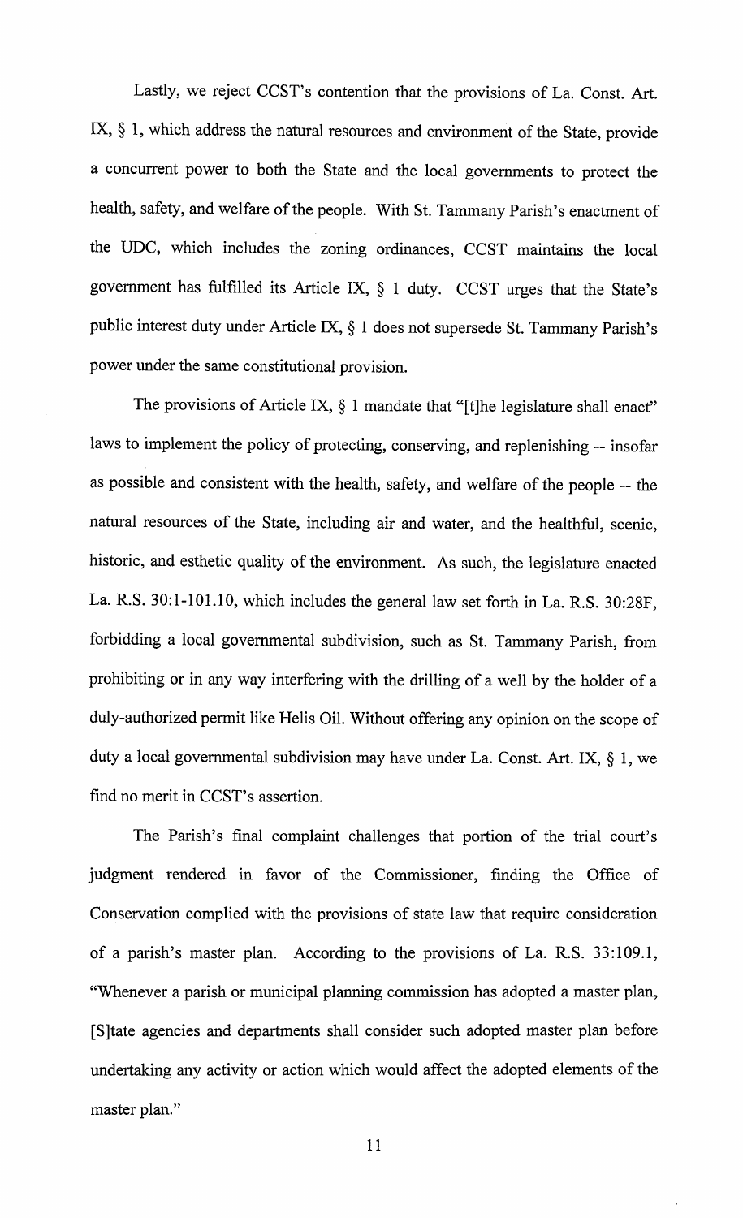Lastly, we reject CCST's contention that the provisions of La. Const. Art. IX, § 1, which address the natural resources and environment of the State, provide a concurrent power to both the State and the local governments to protect the health, safety, and welfare of the people. With St. Tammany Parish's enactment of the UDC, which includes the zoning ordinances, CCST maintains the local government has fulfilled its Article IX, § 1 duty. CCST urges that the State's public interest duty under Article IX, § 1 does not supersede St. Tammany Parish's power under the same constitutional provision.

The provisions of Article IX, § 1 mandate that "[t]he legislature shall enact" laws to implement the policy of protecting, conserving, and replenishing -- insofar as possible and consistent with the health, safety, and welfare of the people -- the natural resources of the State, including air and water, and the healthful, scenic, historic, and esthetic quality of the environment. As such, the legislature enacted La. R.S. 30:1-101.10, which includes the general law set forth in La. R.S. 30:28F, forbidding a local governmental subdivision, such as St. Tammany Parish, from prohibiting or in any way interfering with the drilling of a well by the holder of a duly-authorized permit like Helis Oil. Without offering any opinion on the scope of duty a local governmental subdivision may have under La. Const. Art. IX, § 1, we find no merit in CCST's assertion.

The Parish's final complaint challenges that portion of the trial court's judgment rendered in favor of the Commissioner, finding the Office of Conservation complied with the provisions of state law that require consideration of a parish's master plan. According to the provisions of La. R.S. 33:109.1, "Whenever a parish or municipal planning commission has adopted a master plan, [S]tate agencies and departments shall consider such adopted master plan before undertaking any activity or action which would affect the adopted elements of the master plan."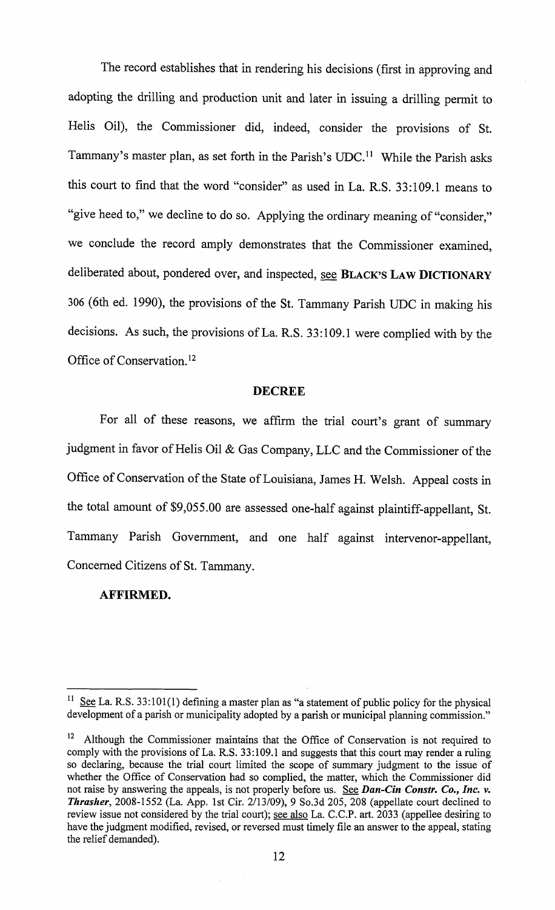The record establishes that in rendering his decisions (first in approving and adopting the drilling and production unit and later in issuing a drilling permit to Helis Oil), the Commissioner did, indeed, consider the provisions of St. Tammany's master plan, as set forth in the Parish's UDC.[11] While the Parish asks this court to find that the word "consider" as used in La. R.S. 33:109.1 means to "give heed to," we decline to do so. Applying the ordinary meaning of "consider," we conclude the record amply demonstrates that the Commissioner examined, deliberated about, pondered over, and inspected, see **BLACK'S LAW DICTIONARY** 306 (6th ed. 1990), the provisions of the St. Tammany Parish UDC in making his decisions. As such, the provisions of La. R.S. 33:109.1 were complied with by the Office of Conservation.[12]

## DECREE

For all of these reasons, we affirm the trial court's grant of summary judgment in favor of Helis Oil & Gas Company, LLC and the Commissioner of the Office of Conservation of the State of Louisiana, James H. Welsh. Appeal costs in the total amount of $9,055.00 are assessed one-half against plaintiff-appellant, St. Tammany Parish Government, and one half against intervenor-appellant, Concerned Citizens of St. Tammany.

**AFFIRMED.**

---

[11] See La. R.S. 33:101(1) defining a master plan as "a statement of public policy for the physical development of a parish or municipality adopted by a parish or municipal planning commission."

[12] Although the Commissioner maintains that the Office of Conservation is not required to comply with the provisions of La. R.S. 33:109.1 and suggests that this court may render a ruling so declaring, because the trial court limited the scope of summary judgment to the issue of whether the Office of Conservation had so complied, the matter, which the Commissioner did not raise by answering the appeals, is not properly before us. See ***Dan-Cin Constr. Co., Inc. v. Thrasher***, 2008-1552 (La. App. 1st Cir. 2/13/09), 9 So.3d 205, 208 (appellate court declined to review issue not considered by the trial court); see also La. C.C.P. art. 2033 (appellee desiring to have the judgment modified, revised, or reversed must timely file an answer to the appeal, stating the relief demanded).